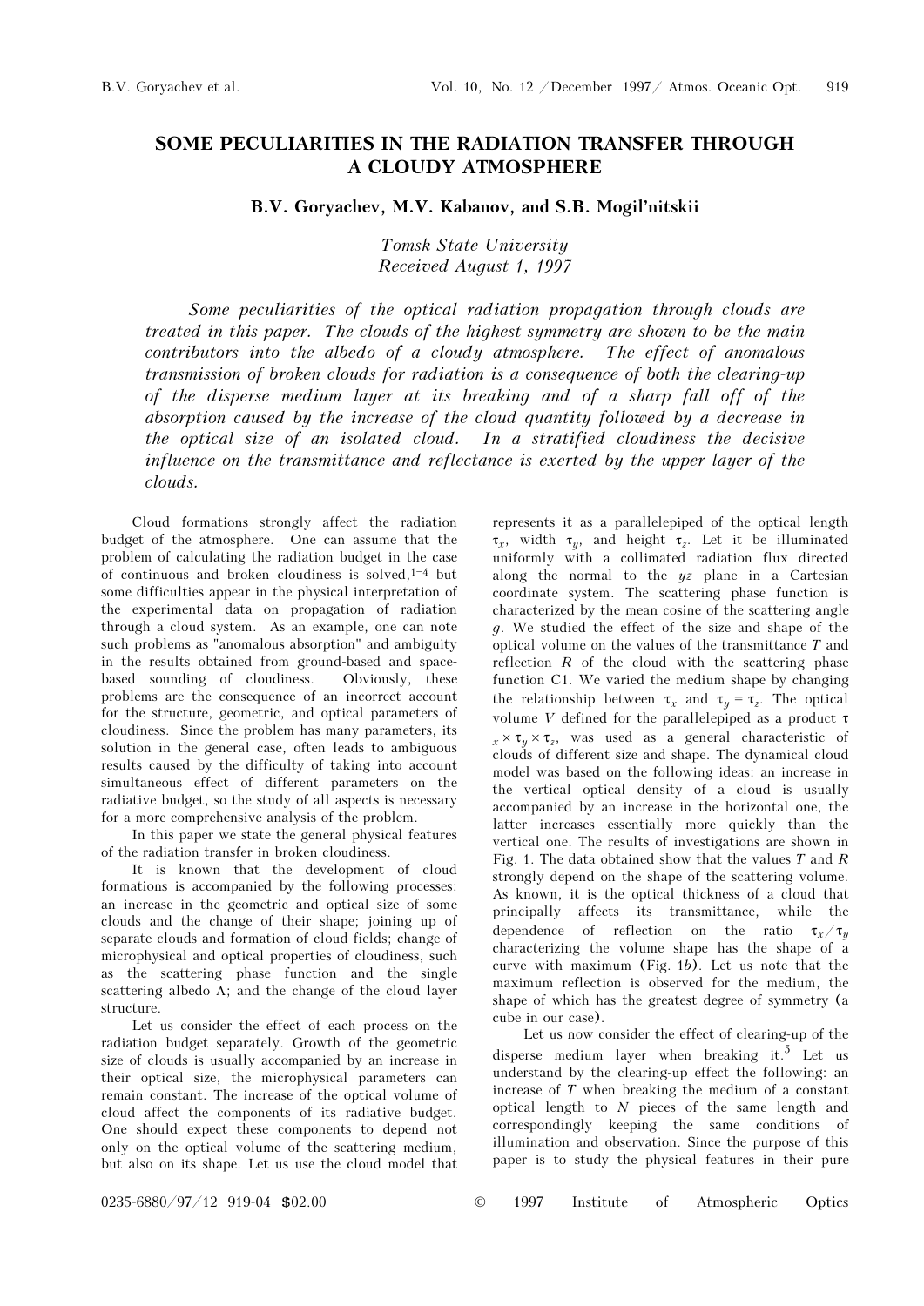# SOME PECULIARITIES IN THE RADIATION TRANSFER THROUGH A CLOUDY ATMOSPHERE

**B.V. Goryachev, M.V. Kabanov, and S.B. Mogil'nitskii**

*Tomsk State University*
*Received August 1, 1997*

*Some peculiarities of the optical radiation propagation through clouds are treated in this paper. The clouds of the highest symmetry are shown to be the main contributors into the albedo of a cloudy atmosphere. The effect of anomalous transmission of broken clouds for radiation is a consequence of both the clearing-up of the disperse medium layer at its breaking and of a sharp fall off of the absorption caused by the increase of the cloud quantity followed by a decrease in the optical size of an isolated cloud. In a stratified cloudiness the decisive influence on the transmittance and reflectance is exerted by the upper layer of the clouds.*

Cloud formations strongly affect the radiation budget of the atmosphere. One can assume that the problem of calculating the radiation budget in the case of continuous and broken cloudiness is solved,[1–4] but some difficulties appear in the physical interpretation of the experimental data on propagation of radiation through a cloud system. As an example, one can note such problems as "anomalous absorption" and ambiguity in the results obtained from ground-based and space-based sounding of cloudiness. Obviously, these problems are the consequence of an incorrect account for the structure, geometric, and optical parameters of cloudiness. Since the problem has many parameters, its solution in the general case, often leads to ambiguous results caused by the difficulty of taking into account simultaneous effect of different parameters on the radiative budget, so the study of all aspects is necessary for a more comprehensive analysis of the problem.

In this paper we state the general physical features of the radiation transfer in broken cloudiness.

It is known that the development of cloud formations is accompanied by the following processes: an increase in the geometric and optical size of some clouds and the change of their shape; joining up of separate clouds and formation of cloud fields; change of microphysical and optical properties of cloudiness, such as the scattering phase function and the single scattering albedo $\Lambda$; and the change of the cloud layer structure.

Let us consider the effect of each process on the radiation budget separately. Growth of the geometric size of clouds is usually accompanied by an increase in their optical size, the microphysical parameters can remain constant. The increase of the optical volume of cloud affect the components of its radiative budget. One should expect these components to depend not only on the optical volume of the scattering medium, but also on its shape. Let us use the cloud model that represents it as a parallelepiped of the optical length $\tau_x$, width $\tau_y$, and height $\tau_z$. Let it be illuminated uniformly with a collimated radiation flux directed along the normal to the $yz$ plane in a Cartesian coordinate system. The scattering phase function is characterized by the mean cosine of the scattering angle $g$. We studied the effect of the size and shape of the optical volume on the values of the transmittance $T$ and reflection $R$ of the cloud with the scattering phase function C1. We varied the medium shape by changing the relationship between $\tau_x$ and $\tau_y = \tau_z$. The optical volume $V$ defined for the parallelepiped as a product $\tau_x \times \tau_y \times \tau_z$, was used as a general characteristic of clouds of different size and shape. The dynamical cloud model was based on the following ideas: an increase in the vertical optical density of a cloud is usually accompanied by an increase in the horizontal one, the latter increases essentially more quickly than the vertical one. The results of investigations are shown in Fig. 1. The data obtained show that the values $T$ and $R$ strongly depend on the shape of the scattering volume. As known, it is the optical thickness of a cloud that principally affects its transmittance, while the dependence of reflection on the ratio $\tau_x/\tau_y$ characterizing the volume shape has the shape of a curve with maximum (Fig. 1*b*). Let us note that the maximum reflection is observed for the medium, the shape of which has the greatest degree of symmetry (a cube in our case).

Let us now consider the effect of clearing-up of the disperse medium layer when breaking it.[5] Let us understand by the clearing-up effect the following: an increase of $T$ when breaking the medium of a constant optical length to $N$ pieces of the same length and correspondingly keeping the same conditions of illumination and observation. Since the purpose of this paper is to study the physical features in their pure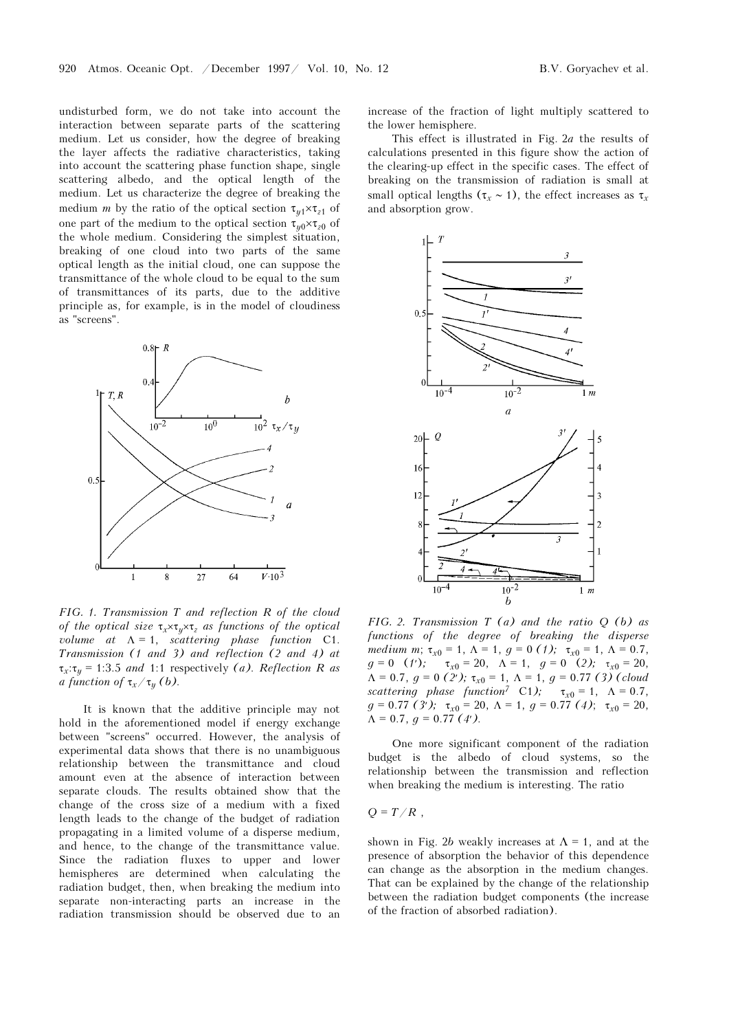undisturbed form, we do not take into account the interaction between separate parts of the scattering medium. Let us consider, how the degree of breaking the layer affects the radiative characteristics, taking into account the scattering phase function shape, single scattering albedo, and the optical length of the medium. Let us characterize the degree of breaking the medium $m$ by the ratio of the optical section $\tau_{y1}\times\tau_{z1}$ of one part of the medium to the optical section $\tau_{y0}\times\tau_{z0}$ of the whole medium. Considering the simplest situation, breaking of one cloud into two parts of the same optical length as the initial cloud, one can suppose the transmittance of the whole cloud to be equal to the sum of transmittances of its parts, due to the additive principle as, for example, is in the model of cloudiness as "screens".

*FIG. 1. Transmission T and reflection R of the cloud of the optical size $\tau_x\times\tau_y\times\tau_z$ as functions of the optical volume at $\Lambda = 1$, scattering phase function C1. Transmission (1 and 3) and reflection (2 and 4) at $\tau_x$:$\tau_y$ = 1:3.5 and 1:1 respectively (a). Reflection R as a function of $\tau_x/\tau_y$ (b).*

It is known that the additive principle may not hold in the aforementioned model if energy exchange between "screens" occurred. However, the analysis of experimental data shows that there is no unambiguous relationship between the transmittance and cloud amount even at the absence of interaction between separate clouds. The results obtained show that the change of the cross size of a medium with a fixed length leads to the change of the budget of radiation propagating in a limited volume of a disperse medium, and hence, to the change of the transmittance value. Since the radiation fluxes to upper and lower hemispheres are determined when calculating the radiation budget, then, when breaking the medium into separate non-interacting parts an increase in the radiation transmission should be observed due to an increase of the fraction of light multiply scattered to the lower hemisphere.

This effect is illustrated in Fig. 2*a* the results of calculations presented in this figure show the action of the clearing-up effect in the specific cases. The effect of breaking on the transmission of radiation is small at small optical lengths ($\tau_x \sim 1$), the effect increases as $\tau_x$ and absorption grow.

*FIG. 2. Transmission T (a) and the ratio Q (b) as functions of the degree of breaking the disperse medium m; $\tau_{x0} = 1$, $\Lambda = 1$, $g = 0$ (1); $\tau_{x0} = 1$, $\Lambda = 0.7$, $g = 0$ (1′); $\tau_{x0} = 20$, $\Lambda = 1$, $g = 0$ (2); $\tau_{x0} = 20$, $\Lambda = 0.7$, $g = 0$ (2′); $\tau_{x0} = 1$, $\Lambda = 1$, $g = 0.77$ (3) (cloud scattering phase function[7] C1); $\tau_{x0} = 1$, $\Lambda = 0.7$, $g = 0.77$ (3′); $\tau_{x0} = 20$, $\Lambda = 1$, $g = 0.77$ (4); $\tau_{x0} = 20$, $\Lambda = 0.7$, $g = 0.77$ (4′).*

One more significant component of the radiation budget is the albedo of cloud systems, so the relationship between the transmission and reflection when breaking the medium is interesting. The ratio

$$Q = T/R\ ,$$

shown in Fig. 2*b* weakly increases at $\Lambda = 1$, and at the presence of absorption the behavior of this dependence can change as the absorption in the medium changes. That can be explained by the change of the relationship between the radiation budget components (the increase of the fraction of absorbed radiation).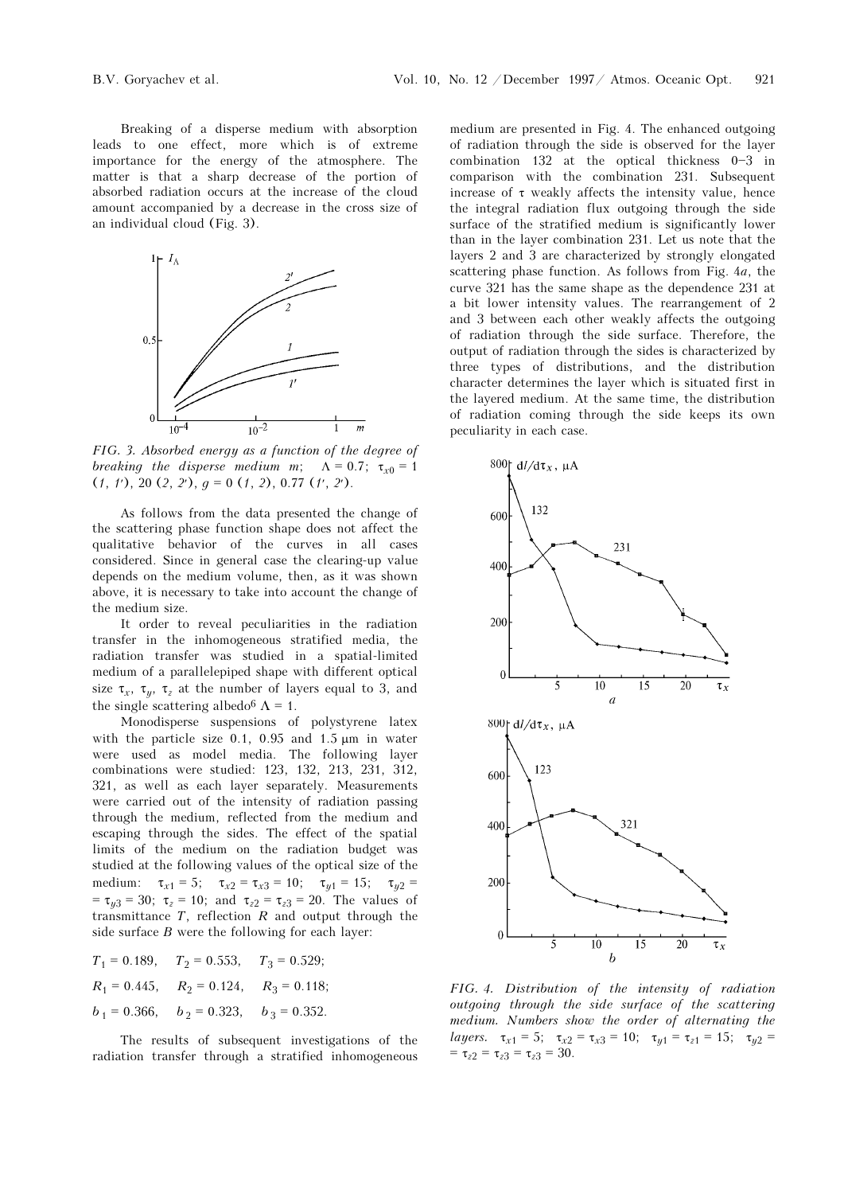Breaking of a disperse medium with absorption leads to one effect, more which is of extreme importance for the energy of the atmosphere. The matter is that a sharp decrease of the portion of absorbed radiation occurs at the increase of the cloud amount accompanied by a decrease in the cross size of an individual cloud (Fig. 3).

*FIG. 3. Absorbed energy as a function of the degree of breaking the disperse medium m; $\Lambda = 0.7$; $\tau_{x0} = 1$ (1, 1′), 20 (2, 2′), g = 0 (1, 2), 0.77 (1′, 2′).*

As follows from the data presented the change of the scattering phase function shape does not affect the qualitative behavior of the curves in all cases considered. Since in general case the clearing-up value depends on the medium volume, then, as it was shown above, it is necessary to take into account the change of the medium size.

It order to reveal peculiarities in the radiation transfer in the inhomogeneous stratified media, the radiation transfer was studied in a spatial-limited medium of a parallelepiped shape with different optical size $\tau_x$, $\tau_y$, $\tau_z$ at the number of layers equal to 3, and the single scattering albedo[6] $\Lambda = 1$.

Monodisperse suspensions of polystyrene latex with the particle size 0.1, 0.95 and 1.5 μm in water were used as model media. The following layer combinations were studied: 123, 132, 213, 231, 312, 321, as well as each layer separately. Measurements were carried out of the intensity of radiation passing through the medium, reflected from the medium and escaping through the sides. The effect of the spatial limits of the medium on the radiation budget was studied at the following values of the optical size of the medium: $\tau_{x1} = 5$; $\tau_{x2} = \tau_{x3} = 10$; $\tau_{y1} = 15$; $\tau_{y2} = \tau_{y3} = 30$; $\tau_z = 10$; and $\tau_{z2} = \tau_{z3} = 20$. The values of transmittance $T$, reflection $R$ and output through the side surface $B$ were the following for each layer:

$T_1 = 0.189$, $T_2 = 0.553$, $T_3 = 0.529$;

$R_1 = 0.445$, $R_2 = 0.124$, $R_3 = 0.118$;

$b_1 = 0.366$, $b_2 = 0.323$, $b_3 = 0.352$.

The results of subsequent investigations of the radiation transfer through a stratified inhomogeneous medium are presented in Fig. 4. The enhanced outgoing of radiation through the side is observed for the layer combination 132 at the optical thickness 0–3 in comparison with the combination 231. Subsequent increase of τ weakly affects the intensity value, hence the integral radiation flux outgoing through the side surface of the stratified medium is significantly lower than in the layer combination 231. Let us note that the layers 2 and 3 are characterized by strongly elongated scattering phase function. As follows from Fig. 4*a*, the curve 321 has the same shape as the dependence 231 at a bit lower intensity values. The rearrangement of 2 and 3 between each other weakly affects the outgoing of radiation through the side surface. Therefore, the output of radiation through the sides is characterized by three types of distributions, and the distribution character determines the layer which is situated first in the layered medium. At the same time, the distribution of radiation coming through the side keeps its own peculiarity in each case.

*FIG. 4. Distribution of the intensity of radiation outgoing through the side surface of the scattering medium. Numbers show the order of alternating the layers. $\tau_{x1} = 5$; $\tau_{x2} = \tau_{x3} = 10$; $\tau_{y1} = \tau_{z1} = 15$; $\tau_{y2} = \tau_{z2} = \tau_{z3} = \tau_{z3} = 30$.*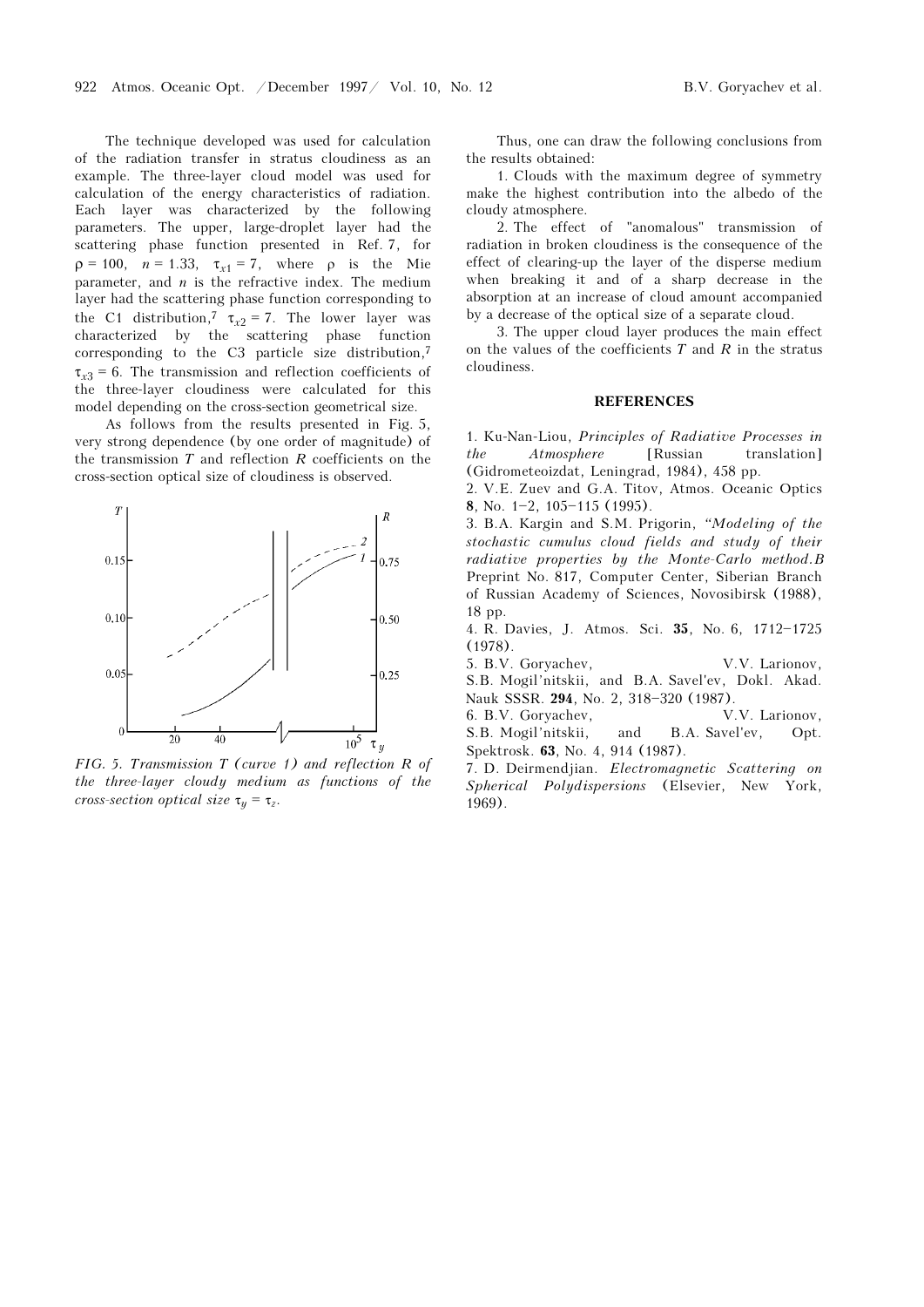The technique developed was used for calculation of the radiation transfer in stratus cloudiness as an example. The three-layer cloud model was used for calculation of the energy characteristics of radiation. Each layer was characterized by the following parameters. The upper, large-droplet layer had the scattering phase function presented in Ref. 7, for $\rho = 100$, $n = 1.33$, $\tau_{x1} = 7$, where $\rho$ is the Mie parameter, and $n$ is the refractive index. The medium layer had the scattering phase function corresponding to the C1 distribution,[7] $\tau_{x2} = 7$. The lower layer was characterized by the scattering phase function corresponding to the C3 particle size distribution,[7] $\tau_{x3} = 6$. The transmission and reflection coefficients of the three-layer cloudiness were calculated for this model depending on the cross-section geometrical size.

As follows from the results presented in Fig. 5, very strong dependence (by one order of magnitude) of the transmission $T$ and reflection $R$ coefficients on the cross-section optical size of cloudiness is observed.

T
R
0.15
0.10
0.05
0
0.75
0.50
0.25
20
40
$10^5$
$\tau_y$
1
2

*FIG. 5. Transmission T (curve 1) and reflection R of the three-layer cloudy medium as functions of the cross-section optical size $\tau_y = \tau_z$.*

Thus, one can draw the following conclusions from the results obtained:

1. Clouds with the maximum degree of symmetry make the highest contribution into the albedo of the cloudy atmosphere.

2. The effect of "anomalous" transmission of radiation in broken cloudiness is the consequence of the effect of clearing-up the layer of the disperse medium when breaking it and of a sharp decrease in the absorption at an increase of cloud amount accompanied by a decrease of the optical size of a separate cloud.

3. The upper cloud layer produces the main effect on the values of the coefficients $T$ and $R$ in the stratus cloudiness.

## REFERENCES

1. Ku-Nan-Liou, *Principles of Radiative Processes in the Atmosphere* [Russian translation] (Gidrometeoizdat, Leningrad, 1984), 458 pp.
2. V.E. Zuev and G.A. Titov, Atmos. Oceanic Optics **8**, No. 1–2, 105–115 (1995).
3. B.A. Kargin and S.M. Prigorin, *"Modeling of the stochastic cumulus cloud fields and study of their radiative properties by the Monte-Carlo method.B* Preprint No. 817, Computer Center, Siberian Branch of Russian Academy of Sciences, Novosibirsk (1988), 18 pp.
4. R. Davies, J. Atmos. Sci. **35**, No. 6, 1712–1725 (1978).
5. B.V. Goryachev, V.V. Larionov, S.B. Mogil'nitskii, and B.A. Savel'ev, Dokl. Akad. Nauk SSSR. **294**, No. 2, 318–320 (1987).
6. B.V. Goryachev, V.V. Larionov, S.B. Mogil'nitskii, and B.A. Savel'ev, Opt. Spektrosk. **63**, No. 4, 914 (1987).
7. D. Deirmendjian. *Electromagnetic Scattering on Spherical Polydispersions* (Elsevier, New York, 1969).